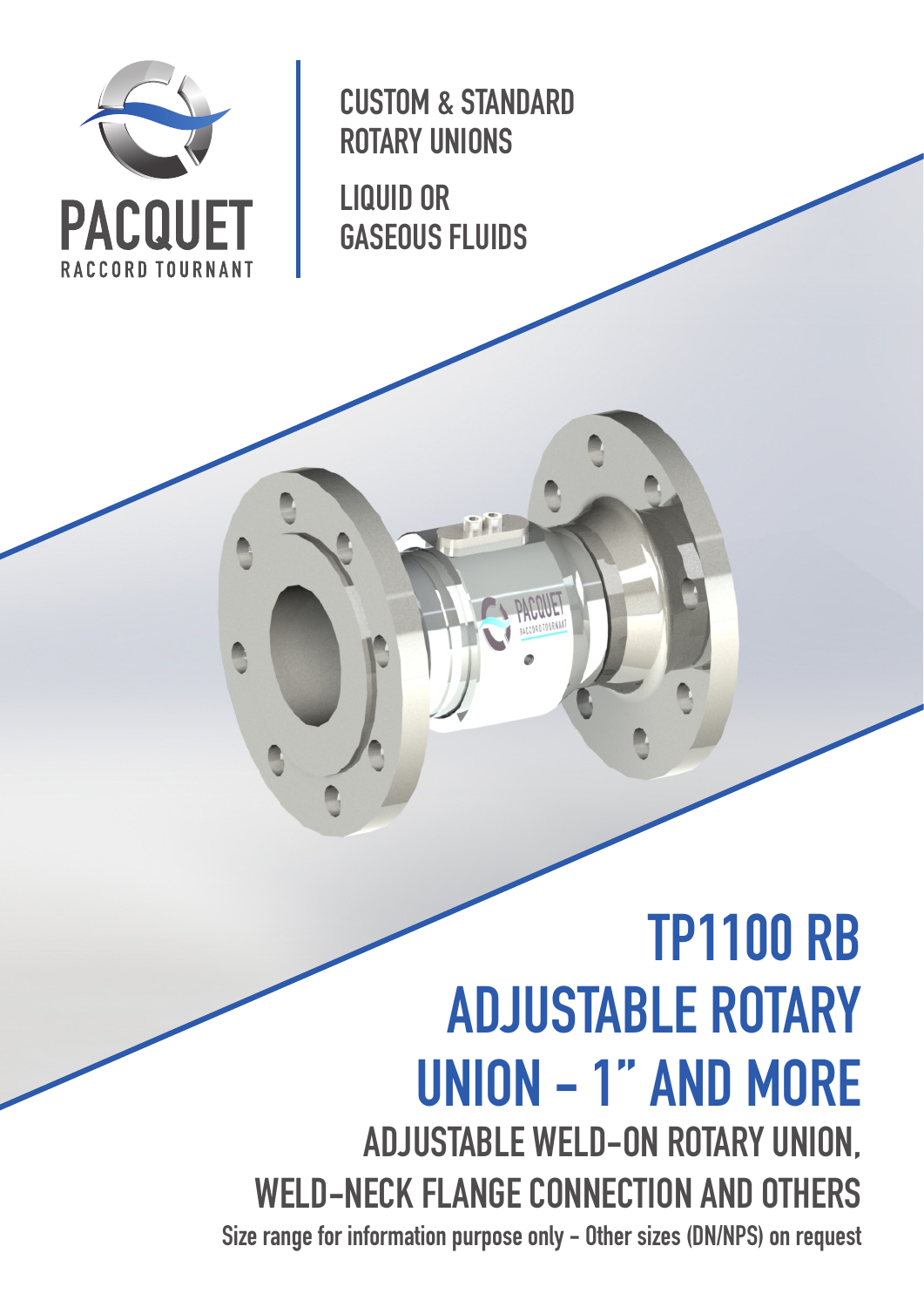PACQUET

RACCORD TOURNANT

CUSTOM & STANDARD ROTARY UNIONS

LIQUID OR GASEOUS FLUIDS

# TP1100 RB ADJUSTABLE ROTARY UNION - 1" AND MORE

## ADJUSTABLE WELD-ON ROTARY UNION, WELD-NECK FLANGE CONNECTION AND OTHERS

**Size range for information purpose only - Other sizes (DN/NPS) on request**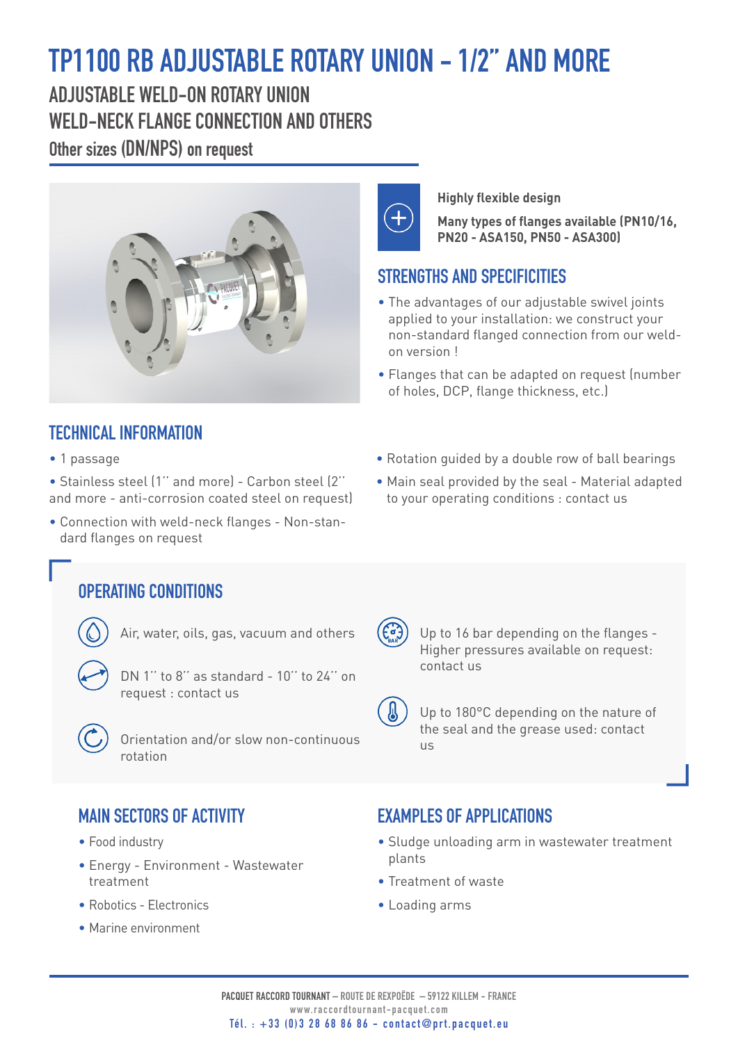# TP1100 RB ADJUSTABLE ROTARY UNION - 1/2" AND MORE

## ADJUSTABLE WELD-ON ROTARY UNION
## WELD-NECK FLANGE CONNECTION AND OTHERS

### Other sizes (DN/NPS) on request

**Highly flexible design**

**Many types of flanges available (PN10/16, PN20 - ASA150, PN50 - ASA300)**

## STRENGTHS AND SPECIFICITIES

- The advantages of our adjustable swivel joints applied to your installation: we construct your non-standard flanged connection from our weld-on version !
- Flanges that can be adapted on request (number of holes, DCP, flange thickness, etc.)

## TECHNICAL INFORMATION

- 1 passage
- Stainless steel (1'' and more) - Carbon steel (2'' and more - anti-corrosion coated steel on request)
- Connection with weld-neck flanges - Non-standard flanges on request
- Rotation guided by a double row of ball bearings
- Main seal provided by the seal - Material adapted to your operating conditions : contact us

## OPERATING CONDITIONS

- Air, water, oils, gas, vacuum and others
- DN 1'' to 8'' as standard - 10'' to 24'' on request : contact us
- Orientation and/or slow non-continuous rotation
- Up to 16 bar depending on the flanges - Higher pressures available on request: contact us
- Up to 180°C depending on the nature of the seal and the grease used: contact us

## MAIN SECTORS OF ACTIVITY

- Food industry
- Energy - Environment - Wastewater treatment
- Robotics - Electronics
- Marine environment

## EXAMPLES OF APPLICATIONS

- Sludge unloading arm in wastewater treatment plants
- Treatment of waste
- Loading arms

PACQUET RACCORD TOURNANT – ROUTE DE REXPOËDE – 59122 KILLEM - FRANCE
www.raccordtournant-pacquet.com
Tél. : +33 (0)3 28 68 86 86 - contact@prt.pacquet.eu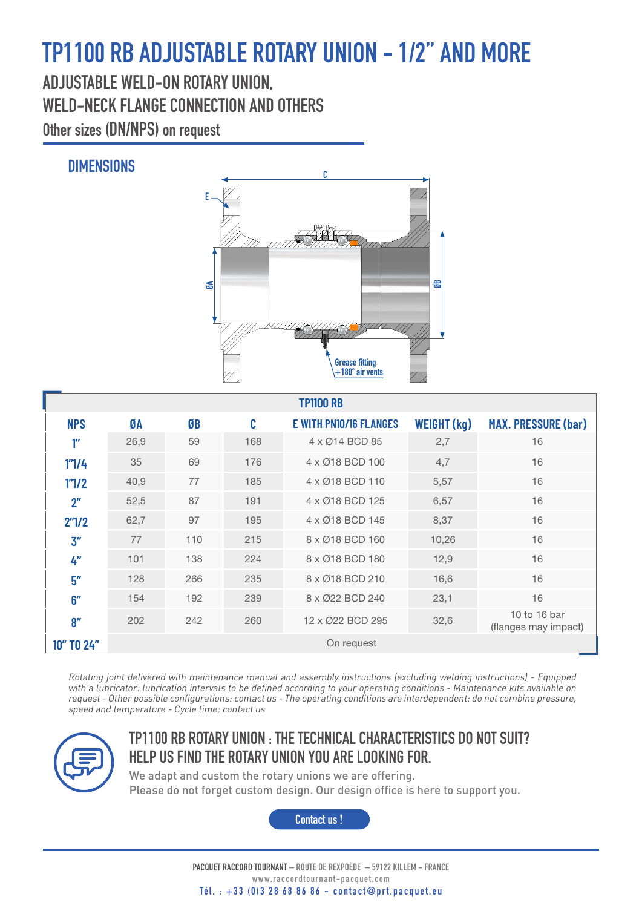# TP1100 RB ADJUSTABLE ROTARY UNION - 1/2" AND MORE

## ADJUSTABLE WELD-ON ROTARY UNION, WELD-NECK FLANGE CONNECTION AND OTHERS

### Other sizes (DN/NPS) on request

## DIMENSIONS

C

E

ØA

ØB

Grease fitting
+180° air vents

| TP1100 RB | | | | | | |
|---|---|---|---|---|---|---|
| NPS | ØA | ØB | C | E WITH PN10/16 FLANGES | WEIGHT (kg) | MAX. PRESSURE (bar) |
| 1" | 26,9 | 59 | 168 | 4 x Ø14 BCD 85 | 2,7 | 16 |
| 1"1/4 | 35 | 69 | 176 | 4 x Ø18 BCD 100 | 4,7 | 16 |
| 1"1/2 | 40,9 | 77 | 185 | 4 x Ø18 BCD 110 | 5,57 | 16 |
| 2" | 52,5 | 87 | 191 | 4 x Ø18 BCD 125 | 6,57 | 16 |
| 2"1/2 | 62,7 | 97 | 195 | 4 x Ø18 BCD 145 | 8,37 | 16 |
| 3" | 77 | 110 | 215 | 8 x Ø18 BCD 160 | 10,26 | 16 |
| 4" | 101 | 138 | 224 | 8 x Ø18 BCD 180 | 12,9 | 16 |
| 5" | 128 | 266 | 235 | 8 x Ø18 BCD 210 | 16,6 | 16 |
| 6" | 154 | 192 | 239 | 8 x Ø22 BCD 240 | 23,1 | 16 |
| 8" | 202 | 242 | 260 | 12 x Ø22 BCD 295 | 32,6 | 10 to 16 bar (flanges may impact) |
| 10" TO 24" | On request | | | | | |

*Rotating joint delivered with maintenance manual and assembly instructions (excluding welding instructions) - Equipped with a lubricator: lubrication intervals to be defined according to your operating conditions - Maintenance kits available on request - Other possible configurations: contact us - The operating conditions are interdependent: do not combine pressure, speed and temperature - Cycle time: contact us*

## TP1100 RB ROTARY UNION : THE TECHNICAL CHARACTERISTICS DO NOT SUIT? HELP US FIND THE ROTARY UNION YOU ARE LOOKING FOR.

We adapt and custom the rotary unions we are offering.
Please do not forget custom design. Our design office is here to support you.

**Contact us !**

PACQUET RACCORD TOURNANT – ROUTE DE REXPOËDE – 59122 KILLEM - FRANCE
www.raccordtournant-pacquet.com
Tél. : +33 (0)3 28 68 86 86 - contact@prt.pacquet.eu